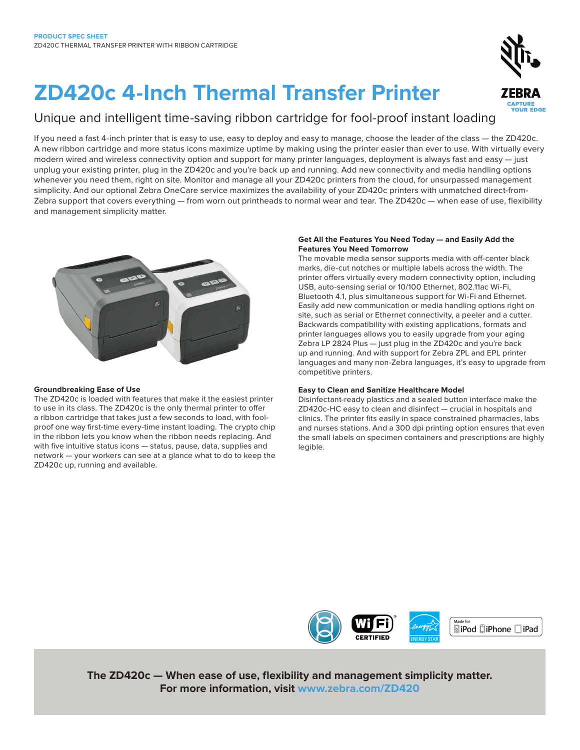PRODUCT SPEC SHEET
ZD420C THERMAL TRANSFER PRINTER WITH RIBBON CARTRIDGE

# ZD420c 4-Inch Thermal Transfer Printer

## Unique and intelligent time-saving ribbon cartridge for fool-proof instant loading

If you need a fast 4-inch printer that is easy to use, easy to deploy and easy to manage, choose the leader of the class — the ZD420c. A new ribbon cartridge and more status icons maximize uptime by making using the printer easier than ever to use. With virtually every modern wired and wireless connectivity option and support for many printer languages, deployment is always fast and easy — just unplug your existing printer, plug in the ZD420c and you're back up and running. Add new connectivity and media handling options whenever you need them, right on site. Monitor and manage all your ZD420c printers from the cloud, for unsurpassed management simplicity. And our optional Zebra OneCare service maximizes the availability of your ZD420c printers with unmatched direct-from-Zebra support that covers everything — from worn out printheads to normal wear and tear. The ZD420c — when ease of use, flexibility and management simplicity matter.

### Groundbreaking Ease of Use

The ZD420c is loaded with features that make it the easiest printer to use in its class. The ZD420c is the only thermal printer to offer a ribbon cartridge that takes just a few seconds to load, with fool-proof one way first-time every-time instant loading. The crypto chip in the ribbon lets you know when the ribbon needs replacing. And with five intuitive status icons — status, pause, data, supplies and network — your workers can see at a glance what to do to keep the ZD420c up, running and available.

### Get All the Features You Need Today — and Easily Add the Features You Need Tomorrow

The movable media sensor supports media with off-center black marks, die-cut notches or multiple labels across the width. The printer offers virtually every modern connectivity option, including USB, auto-sensing serial or 10/100 Ethernet, 802.11ac Wi-Fi, Bluetooth 4.1, plus simultaneous support for Wi-Fi and Ethernet. Easily add new communication or media handling options right on site, such as serial or Ethernet connectivity, a peeler and a cutter. Backwards compatibility with existing applications, formats and printer languages allows you to easily upgrade from your aging Zebra LP 2824 Plus — just plug in the ZD420c and you're back up and running. And with support for Zebra ZPL and EPL printer languages and many non-Zebra languages, it's easy to upgrade from competitive printers.

### Easy to Clean and Sanitize Healthcare Model

Disinfectant-ready plastics and a sealed button interface make the ZD420c-HC easy to clean and disinfect — crucial in hospitals and clinics. The printer fits easily in space constrained pharmacies, labs and nurses stations. And a 300 dpi printing option ensures that even the small labels on specimen containers and prescriptions are highly legible.

**The ZD420c — When ease of use, flexibility and management simplicity matter.**
**For more information, visit www.zebra.com/ZD420**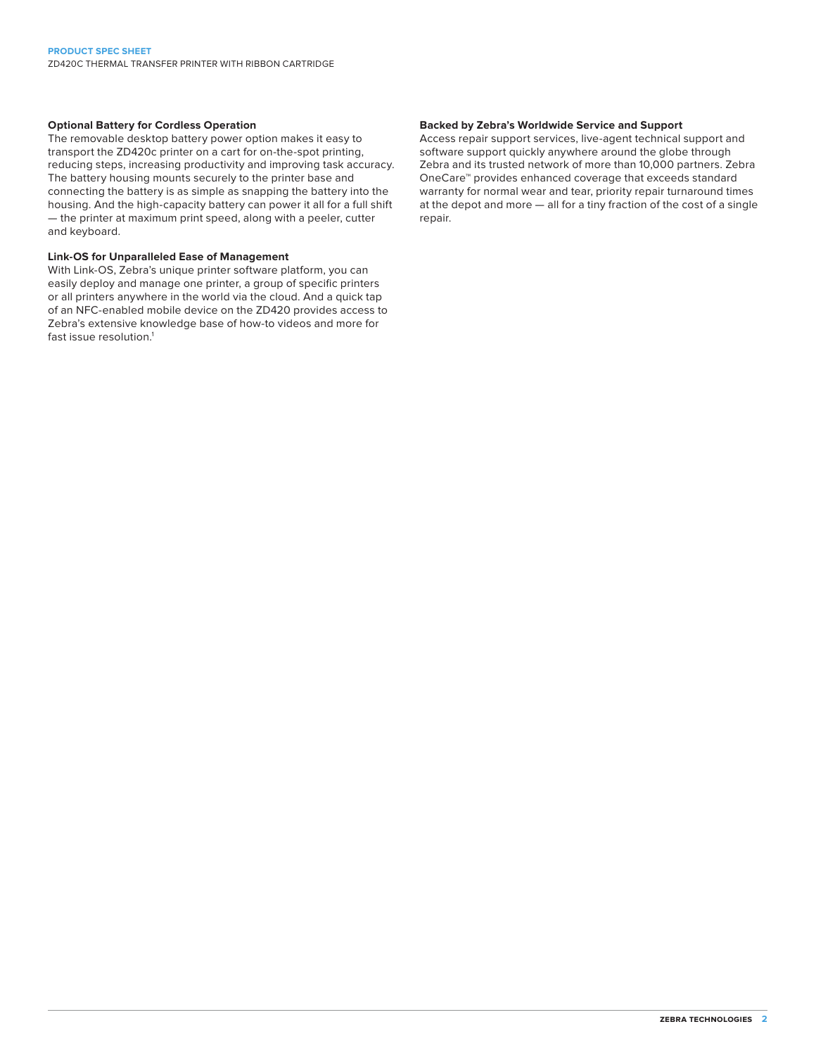### Optional Battery for Cordless Operation

The removable desktop battery power option makes it easy to transport the ZD420c printer on a cart for on-the-spot printing, reducing steps, increasing productivity and improving task accuracy. The battery housing mounts securely to the printer base and connecting the battery is as simple as snapping the battery into the housing. And the high-capacity battery can power it all for a full shift — the printer at maximum print speed, along with a peeler, cutter and keyboard.

### Link-OS for Unparalleled Ease of Management

With Link-OS, Zebra's unique printer software platform, you can easily deploy and manage one printer, a group of specific printers or all printers anywhere in the world via the cloud. And a quick tap of an NFC-enabled mobile device on the ZD420 provides access to Zebra's extensive knowledge base of how-to videos and more for fast issue resolution.[1]

### Backed by Zebra's Worldwide Service and Support

Access repair support services, live-agent technical support and software support quickly anywhere around the globe through Zebra and its trusted network of more than 10,000 partners. Zebra OneCare™ provides enhanced coverage that exceeds standard warranty for normal wear and tear, priority repair turnaround times at the depot and more — all for a tiny fraction of the cost of a single repair.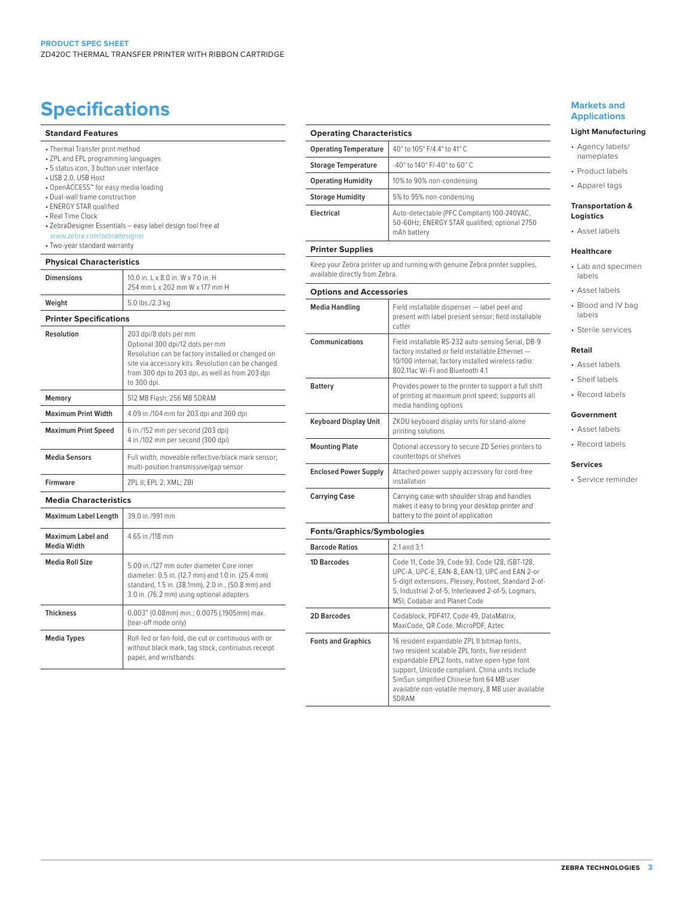# Specifications

## Standard Features

- Thermal Transfer print method
- ZPL and EPL programming languages
- 5 status icon, 3 button user interface
- USB 2.0, USB Host
- OpenACCESS™ for easy media loading
- Dual-wall frame construction
- ENERGY STAR qualified
- Real Time Clock
- ZebraDesigner Essentials – easy label design tool free at www.zebra.com/zebradesigner
- Two-year standard warranty

## Physical Characteristics

| | |
|---|---|
| **Dimensions** | 10.0 in. L x 8.0 in. W x 7.0 in. H<br>254 mm L x 202 mm W x 177 mm H |
| **Weight** | 5.0 lbs./2.3 kg |

## Printer Specifications

| | |
|---|---|
| **Resolution** | 203 dpi/8 dots per mm<br>Optional 300 dpi/12 dots per mm<br>Resolution can be factory installed or changed on site via accessory kits. Resolution can be changed from 300 dpi to 203 dpi, as well as from 203 dpi to 300 dpi. |
| **Memory** | 512 MB Flash; 256 MB SDRAM |
| **Maximum Print Width** | 4.09 in./104 mm for 203 dpi and 300 dpi |
| **Maximum Print Speed** | 6 in./152 mm per second (203 dpi)<br>4 in./102 mm per second (300 dpi) |
| **Media Sensors** | Full width, moveable reflective/black mark sensor; multi-position transmissive/gap sensor |
| **Firmware** | ZPL II; EPL 2; XML; ZBI |

## Media Characteristics

| | |
|---|---|
| **Maximum Label Length** | 39.0 in./991 mm |
| **Maximum Label and Media Width** | 4.65 in./118 mm |
| **Media Roll Size** | 5.00 in./127 mm outer diameter Core inner diameter: 0.5 in. (12.7 mm) and 1.0 in. (25.4 mm) standard, 1.5 in. (38.1mm), 2.0 in., (50.8 mm) and 3.0 in. (76.2 mm) using optional adapters |
| **Thickness** | 0.003" (0.08mm) min.; 0.0075 (.1905mm) max. (tear-off mode only) |
| **Media Types** | Roll-fed or fan-fold, die cut or continuous with or without black mark, tag stock, continuous receipt paper, and wristbands |

## Operating Characteristics

| | |
|---|---|
| **Operating Temperature** | 40° to 105° F/4.4° to 41° C |
| **Storage Temperature** | -40° to 140° F/-40° to 60° C |
| **Operating Humidity** | 10% to 90% non-condensing |
| **Storage Humidity** | 5% to 95% non-condensing |
| **Electrical** | Auto-detectable (PFC Compliant) 100-240VAC, 50-60Hz; ENERGY STAR qualified; optional 2750 mAh battery |

## Printer Supplies

Keep your Zebra printer up and running with genuine Zebra printer supplies, available directly from Zebra.

## Options and Accessories

| | |
|---|---|
| **Media Handling** | Field installable dispenser — label peel and present with label present sensor; field installable cutter |
| **Communications** | Field installable RS-232 auto-sensing Serial, DB-9 factory installed or field installable Ethernet — 10/100 internal; factory installed wireless radio: 802.11ac Wi-Fi and Bluetooth 4.1 |
| **Battery** | Provides power to the printer to support a full shift of printing at maximum print speed; supports all media handling options |
| **Keyboard Display Unit** | ZKDU keyboard display units for stand-alone printing solutions |
| **Mounting Plate** | Optional accessory to secure ZD Series printers to countertops or shelves |
| **Enclosed Power Supply** | Attached power supply accessory for cord-free installation |
| **Carrying Case** | Carrying case with shoulder strap and handles makes it easy to bring your desktop printer and battery to the point of application |

## Fonts/Graphics/Symbologies

| | |
|---|---|
| **Barcode Ratios** | 2:1 and 3:1 |
| **1D Barcodes** | Code 11, Code 39, Code 93, Code 128, ISBT-128, UPC-A, UPC-E, EAN-8, EAN-13, UPC and EAN 2-or 5-digit extensions, Plessey, Postnet, Standard 2-of-5, Industrial 2-of-5, Interleaved 2-of-5, Logmars, MSI, Codabar and Planet Code |
| **2D Barcodes** | Codablock, PDF417, Code 49, DataMatrix, MaxiCode, QR Code, MicroPDF, Aztec |
| **Fonts and Graphics** | 16 resident expandable ZPL II bitmap fonts, two resident scalable ZPL fonts, five resident expandable EPL2 fonts, native open-type font support, Unicode compliant. China units include SimSun simplified Chinese font 64 MB user available non-volatile memory, 8 MB user available SDRAM |

## Markets and Applications

### Light Manufacturing

- Agency labels/nameplates
- Product labels
- Apparel tags

### Transportation & Logistics

- Asset labels

### Healthcare

- Lab and specimen labels
- Asset labels
- Blood and IV bag labels
- Sterile services

### Retail

- Asset labels
- Shelf labels
- Record labels

### Government

- Asset labels
- Record labels

### Services

- Service reminder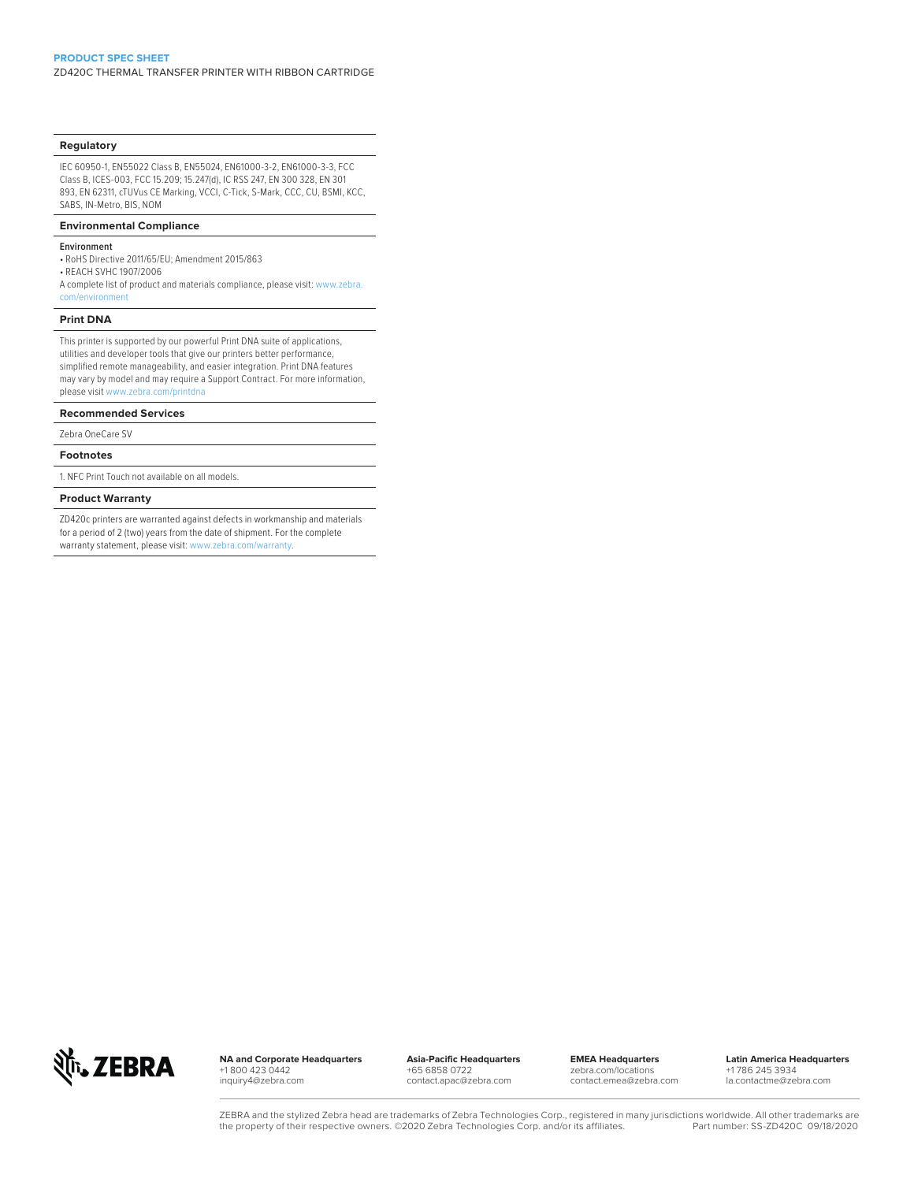**PRODUCT SPEC SHEET**

ZD420C THERMAL TRANSFER PRINTER WITH RIBBON CARTRIDGE

## Regulatory

IEC 60950-1, EN55022 Class B, EN55024, EN61000-3-2, EN61000-3-3, FCC Class B, ICES-003, FCC 15.209; 15.247(d), IC RSS 247, EN 300 328, EN 301 893, EN 62311, cTUVus CE Marking, VCCI, C-Tick, S-Mark, CCC, CU, BSMI, KCC, SABS, IN-Metro, BIS, NOM

## Environmental Compliance

**Environment**

- RoHS Directive 2011/65/EU; Amendment 2015/863
- REACH SVHC 1907/2006

A complete list of product and materials compliance, please visit: www.zebra.com/environment

## Print DNA

This printer is supported by our powerful Print DNA suite of applications, utilities and developer tools that give our printers better performance, simplified remote manageability, and easier integration. Print DNA features may vary by model and may require a Support Contract. For more information, please visit www.zebra.com/printdna

## Recommended Services

Zebra OneCare SV

## Footnotes

1. NFC Print Touch not available on all models.

## Product Warranty

ZD420c printers are warranted against defects in workmanship and materials for a period of 2 (two) years from the date of shipment. For the complete warranty statement, please visit: www.zebra.com/warranty.

**NA and Corporate Headquarters**
+1 800 423 0442
inquiry4@zebra.com

**Asia-Pacific Headquarters**
+65 6858 0722
contact.apac@zebra.com

**EMEA Headquarters**
zebra.com/locations
contact.emea@zebra.com

**Latin America Headquarters**
+1 786 245 3934
la.contactme@zebra.com

ZEBRA and the stylized Zebra head are trademarks of Zebra Technologies Corp., registered in many jurisdictions worldwide. All other trademarks are the property of their respective owners. ©2020 Zebra Technologies Corp. and/or its affiliates. Part number: SS-ZD420C 09/18/2020